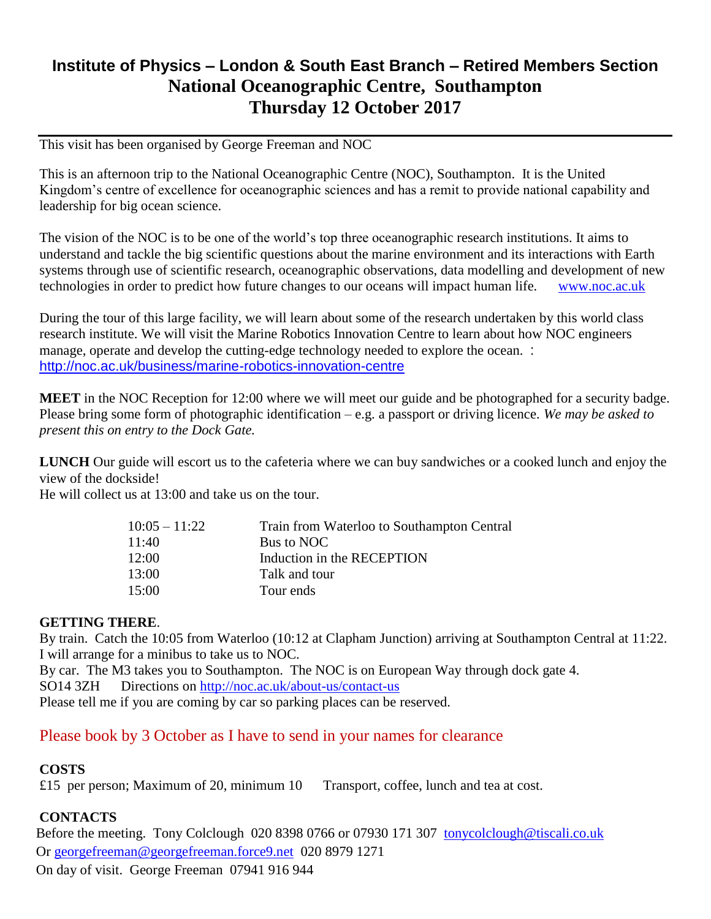# Institute of Physics – London & South East Branch – Retired Members Section
# National Oceanographic Centre, Southampton
# Thursday 12 October 2017

This visit has been organised by George Freeman and NOC

This is an afternoon trip to the National Oceanographic Centre (NOC), Southampton. It is the United Kingdom's centre of excellence for oceanographic sciences and has a remit to provide national capability and leadership for big ocean science.

The vision of the NOC is to be one of the world's top three oceanographic research institutions. It aims to understand and tackle the big scientific questions about the marine environment and its interactions with Earth systems through use of scientific research, oceanographic observations, data modelling and development of new technologies in order to predict how future changes to our oceans will impact human life. www.noc.ac.uk

During the tour of this large facility, we will learn about some of the research undertaken by this world class research institute. We will visit the Marine Robotics Innovation Centre to learn about how NOC engineers manage, operate and develop the cutting-edge technology needed to explore the ocean. : http://noc.ac.uk/business/marine-robotics-innovation-centre

**MEET** in the NOC Reception for 12:00 where we will meet our guide and be photographed for a security badge. Please bring some form of photographic identification – e.g. a passport or driving licence. *We may be asked to present this on entry to the Dock Gate.*

**LUNCH** Our guide will escort us to the cafeteria where we can buy sandwiches or a cooked lunch and enjoy the view of the dockside!
He will collect us at 13:00 and take us on the tour.

| | |
|---|---|
| 10:05 – 11:22 | Train from Waterloo to Southampton Central |
| 11:40 | Bus to NOC |
| 12:00 | Induction in the RECEPTION |
| 13:00 | Talk and tour |
| 15:00 | Tour ends |

**GETTING THERE**.
By train. Catch the 10:05 from Waterloo (10:12 at Clapham Junction) arriving at Southampton Central at 11:22. I will arrange for a minibus to take us to NOC.
By car. The M3 takes you to Southampton. The NOC is on European Way through dock gate 4.
SO14 3ZH Directions on http://noc.ac.uk/about-us/contact-us
Please tell me if you are coming by car so parking places can be reserved.

Please book by 3 October as I have to send in your names for clearance

**COSTS**
£15 per person; Maximum of 20, minimum 10 Transport, coffee, lunch and tea at cost.

**CONTACTS**
Before the meeting. Tony Colclough 020 8398 0766 or 07930 171 307 tonycolclough@tiscali.co.uk
Or georgefreeman@georgefreeman.force9.net 020 8979 1271
On day of visit. George Freeman 07941 916 944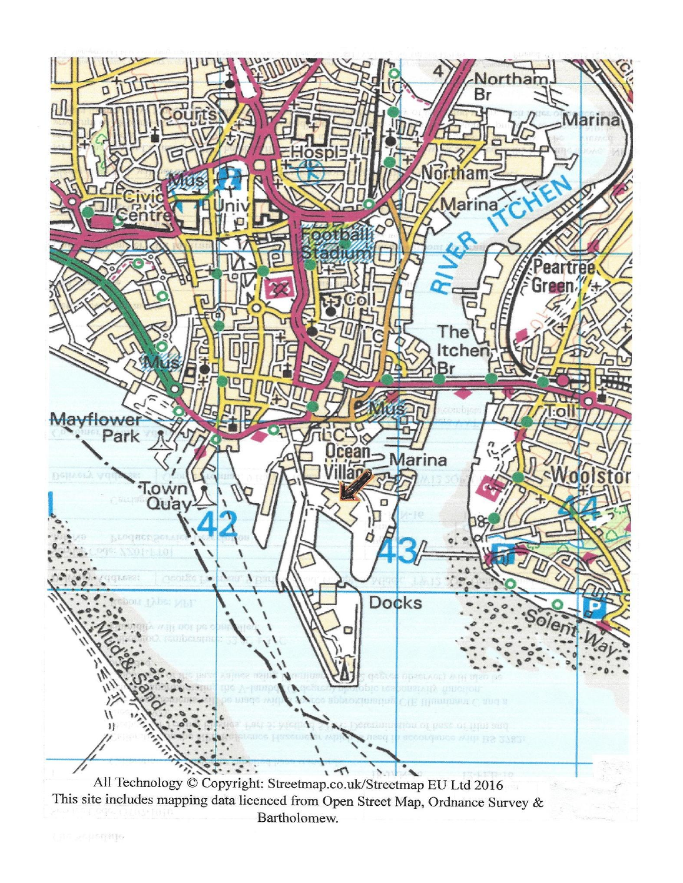All Technology © Copyright: Streetmap.co.uk/Streetmap EU Ltd 2016
This site includes mapping data licenced from Open Street Map, Ordnance Survey & Bartholomew.